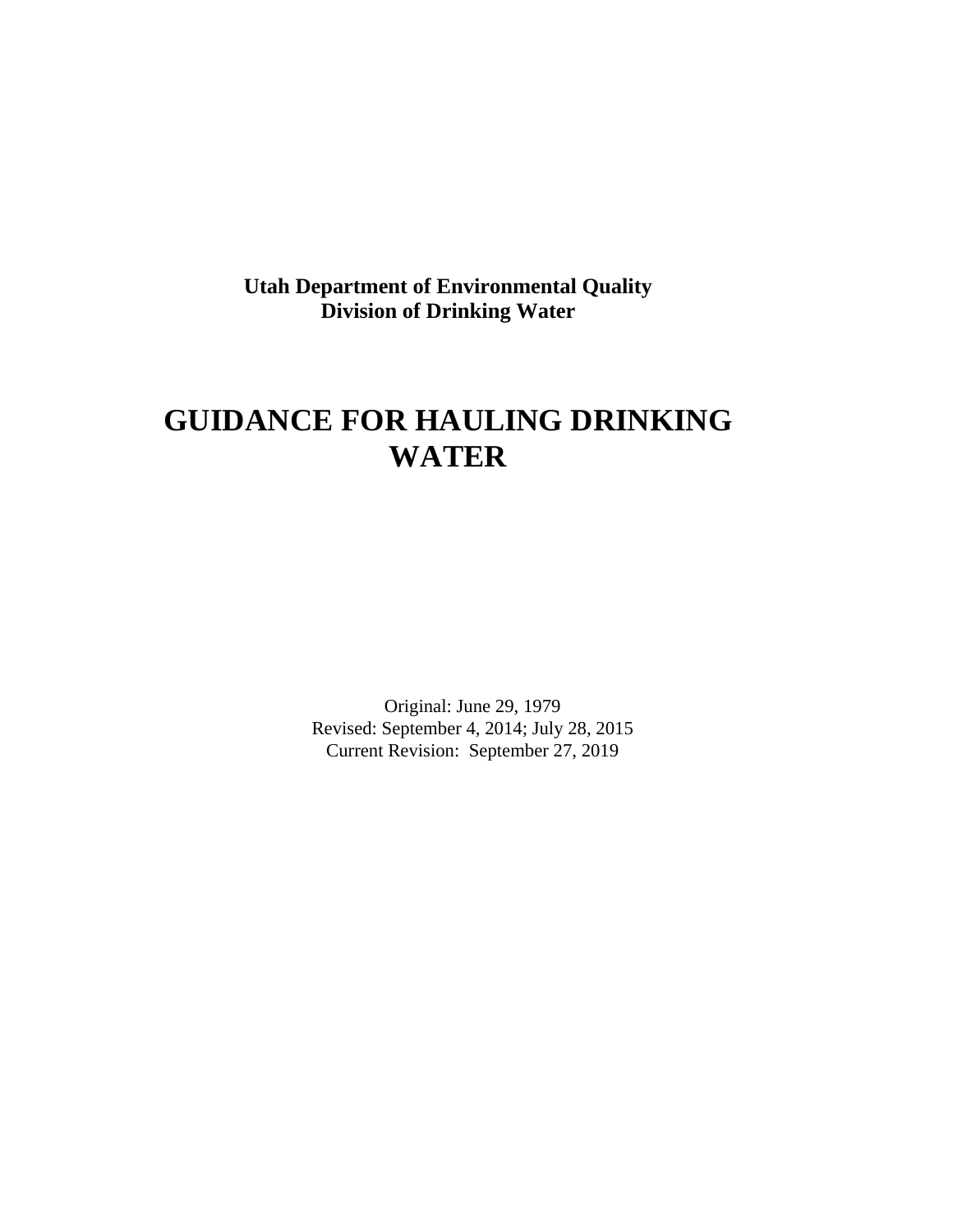**Utah Department of Environmental Quality**
**Division of Drinking Water**

# GUIDANCE FOR HAULING DRINKING WATER

Original: June 29, 1979
Revised: September 4, 2014; July 28, 2015
Current Revision: September 27, 2019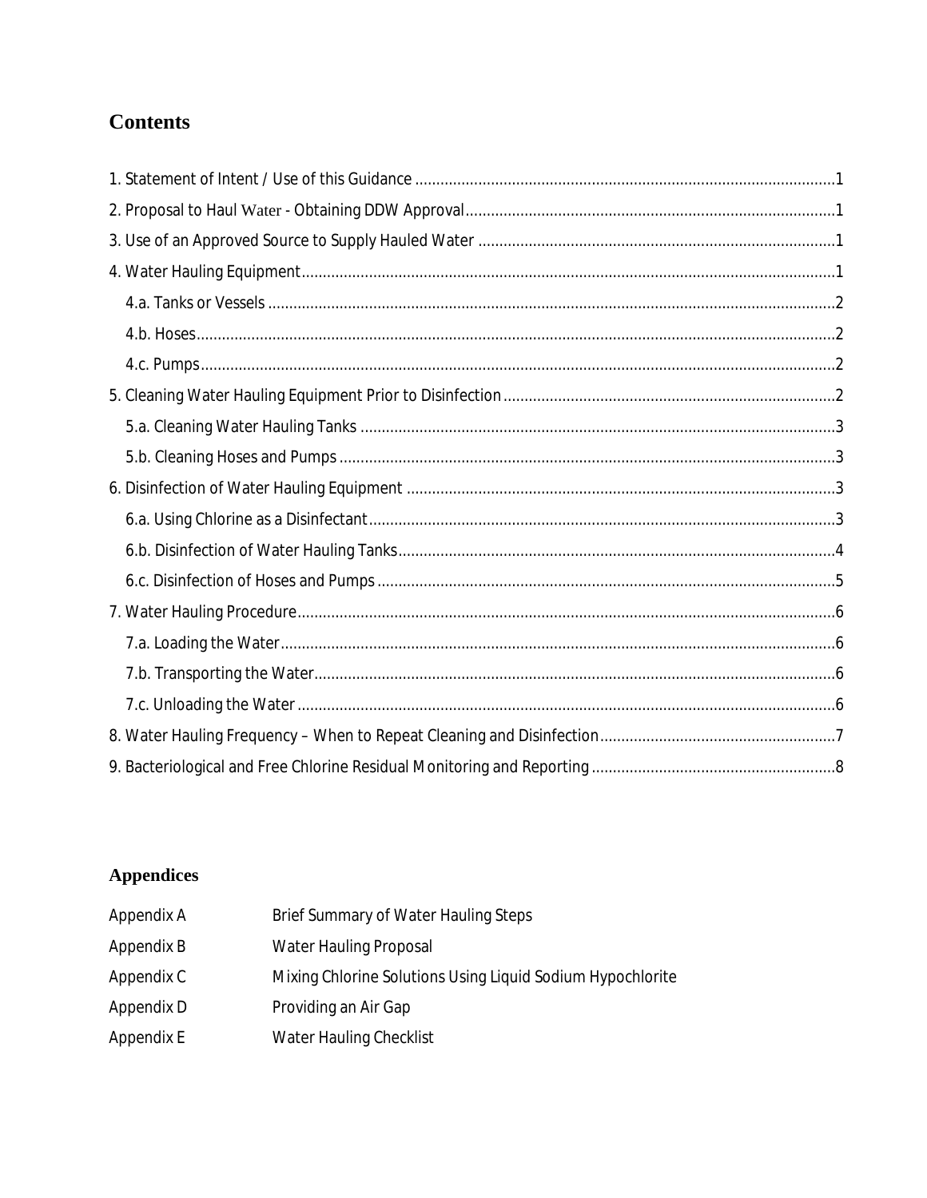# Contents

1. Statement of Intent / Use of this Guidance ........ 1
2. Proposal to Haul Water - Obtaining DDW Approval ........ 1
3. Use of an Approved Source to Supply Hauled Water ........ 1
4. Water Hauling Equipment ........ 1
   - 4.a. Tanks or Vessels ........ 2
   - 4.b. Hoses ........ 2
   - 4.c. Pumps ........ 2
5. Cleaning Water Hauling Equipment Prior to Disinfection ........ 2
   - 5.a. Cleaning Water Hauling Tanks ........ 3
   - 5.b. Cleaning Hoses and Pumps ........ 3
6. Disinfection of Water Hauling Equipment ........ 3
   - 6.a. Using Chlorine as a Disinfectant ........ 3
   - 6.b. Disinfection of Water Hauling Tanks ........ 4
   - 6.c. Disinfection of Hoses and Pumps ........ 5
7. Water Hauling Procedure ........ 6
   - 7.a. Loading the Water ........ 6
   - 7.b. Transporting the Water ........ 6
   - 7.c. Unloading the Water ........ 6
8. Water Hauling Frequency – When to Repeat Cleaning and Disinfection ........ 7
9. Bacteriological and Free Chlorine Residual Monitoring and Reporting ........ 8

# Appendices

| | |
|---|---|
| Appendix A | Brief Summary of Water Hauling Steps |
| Appendix B | Water Hauling Proposal |
| Appendix C | Mixing Chlorine Solutions Using Liquid Sodium Hypochlorite |
| Appendix D | Providing an Air Gap |
| Appendix E | Water Hauling Checklist |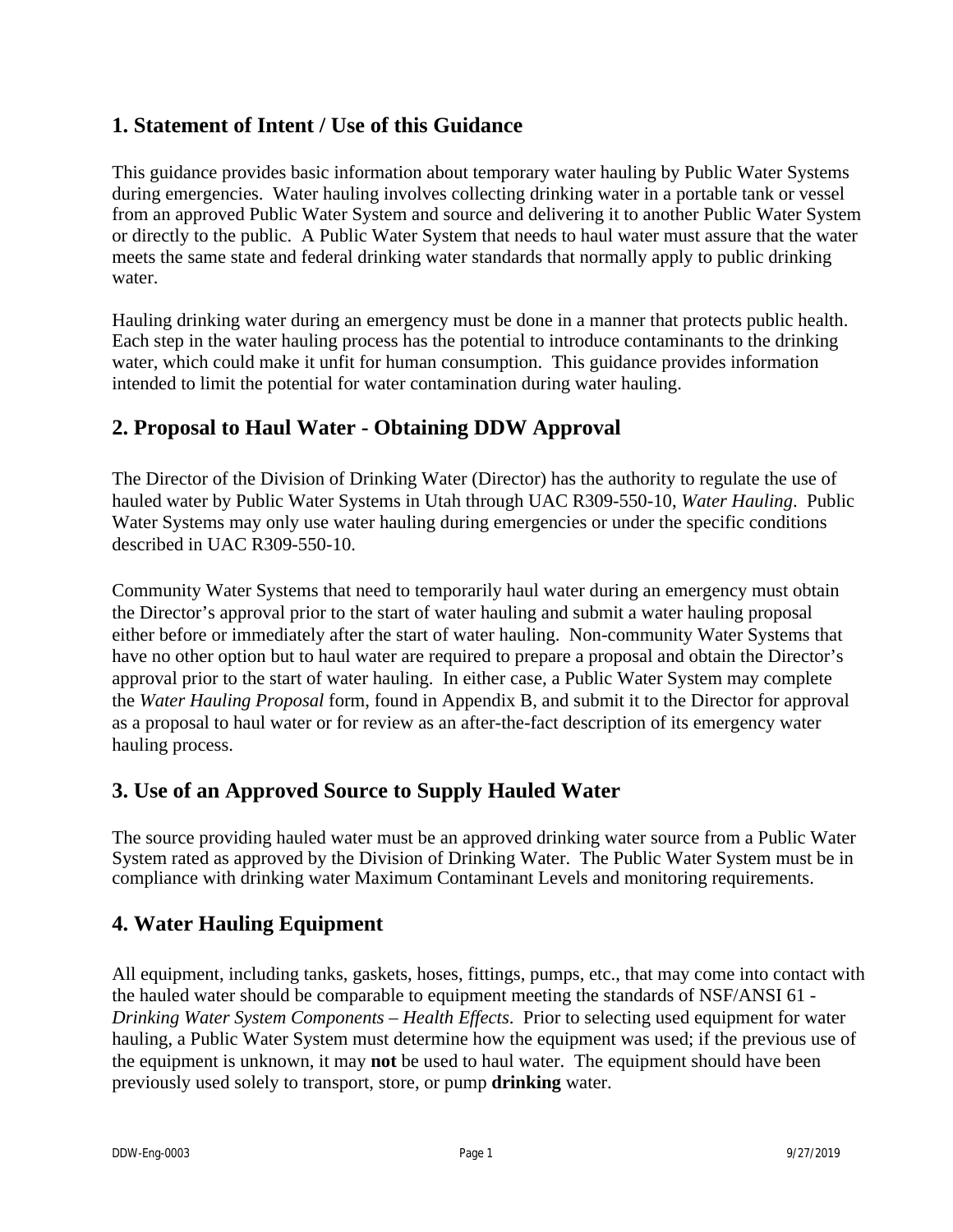## 1. Statement of Intent / Use of this Guidance

This guidance provides basic information about temporary water hauling by Public Water Systems during emergencies. Water hauling involves collecting drinking water in a portable tank or vessel from an approved Public Water System and source and delivering it to another Public Water System or directly to the public. A Public Water System that needs to haul water must assure that the water meets the same state and federal drinking water standards that normally apply to public drinking water.

Hauling drinking water during an emergency must be done in a manner that protects public health. Each step in the water hauling process has the potential to introduce contaminants to the drinking water, which could make it unfit for human consumption. This guidance provides information intended to limit the potential for water contamination during water hauling.

## 2. Proposal to Haul Water - Obtaining DDW Approval

The Director of the Division of Drinking Water (Director) has the authority to regulate the use of hauled water by Public Water Systems in Utah through UAC R309-550-10, *Water Hauling*. Public Water Systems may only use water hauling during emergencies or under the specific conditions described in UAC R309-550-10.

Community Water Systems that need to temporarily haul water during an emergency must obtain the Director's approval prior to the start of water hauling and submit a water hauling proposal either before or immediately after the start of water hauling. Non-community Water Systems that have no other option but to haul water are required to prepare a proposal and obtain the Director's approval prior to the start of water hauling. In either case, a Public Water System may complete the *Water Hauling Proposal* form, found in Appendix B, and submit it to the Director for approval as a proposal to haul water or for review as an after-the-fact description of its emergency water hauling process.

## 3. Use of an Approved Source to Supply Hauled Water

The source providing hauled water must be an approved drinking water source from a Public Water System rated as approved by the Division of Drinking Water. The Public Water System must be in compliance with drinking water Maximum Contaminant Levels and monitoring requirements.

## 4. Water Hauling Equipment

All equipment, including tanks, gaskets, hoses, fittings, pumps, etc., that may come into contact with the hauled water should be comparable to equipment meeting the standards of NSF/ANSI 61 - *Drinking Water System Components – Health Effects*. Prior to selecting used equipment for water hauling, a Public Water System must determine how the equipment was used; if the previous use of the equipment is unknown, it may **not** be used to haul water. The equipment should have been previously used solely to transport, store, or pump **drinking** water.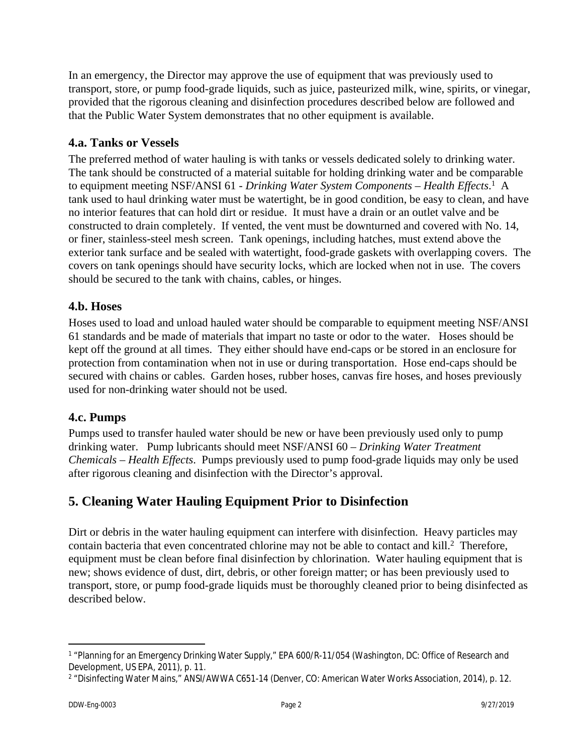In an emergency, the Director may approve the use of equipment that was previously used to transport, store, or pump food-grade liquids, such as juice, pasteurized milk, wine, spirits, or vinegar, provided that the rigorous cleaning and disinfection procedures described below are followed and that the Public Water System demonstrates that no other equipment is available.

### 4.a. Tanks or Vessels

The preferred method of water hauling is with tanks or vessels dedicated solely to drinking water. The tank should be constructed of a material suitable for holding drinking water and be comparable to equipment meeting NSF/ANSI 61 - *Drinking Water System Components – Health Effects*.[1] A tank used to haul drinking water must be watertight, be in good condition, be easy to clean, and have no interior features that can hold dirt or residue. It must have a drain or an outlet valve and be constructed to drain completely. If vented, the vent must be downturned and covered with No. 14, or finer, stainless-steel mesh screen. Tank openings, including hatches, must extend above the exterior tank surface and be sealed with watertight, food-grade gaskets with overlapping covers. The covers on tank openings should have security locks, which are locked when not in use. The covers should be secured to the tank with chains, cables, or hinges.

### 4.b. Hoses

Hoses used to load and unload hauled water should be comparable to equipment meeting NSF/ANSI 61 standards and be made of materials that impart no taste or odor to the water. Hoses should be kept off the ground at all times. They either should have end-caps or be stored in an enclosure for protection from contamination when not in use or during transportation. Hose end-caps should be secured with chains or cables. Garden hoses, rubber hoses, canvas fire hoses, and hoses previously used for non-drinking water should not be used.

### 4.c. Pumps

Pumps used to transfer hauled water should be new or have been previously used only to pump drinking water. Pump lubricants should meet NSF/ANSI 60 – *Drinking Water Treatment Chemicals – Health Effects*. Pumps previously used to pump food-grade liquids may only be used after rigorous cleaning and disinfection with the Director's approval.

## 5. Cleaning Water Hauling Equipment Prior to Disinfection

Dirt or debris in the water hauling equipment can interfere with disinfection. Heavy particles may contain bacteria that even concentrated chlorine may not be able to contact and kill.[2] Therefore, equipment must be clean before final disinfection by chlorination. Water hauling equipment that is new; shows evidence of dust, dirt, debris, or other foreign matter; or has been previously used to transport, store, or pump food-grade liquids must be thoroughly cleaned prior to being disinfected as described below.

---

[1] "Planning for an Emergency Drinking Water Supply," EPA 600/R-11/054 (Washington, DC: Office of Research and Development, US EPA, 2011), p. 11.

[2] "Disinfecting Water Mains," ANSI/AWWA C651-14 (Denver, CO: American Water Works Association, 2014), p. 12.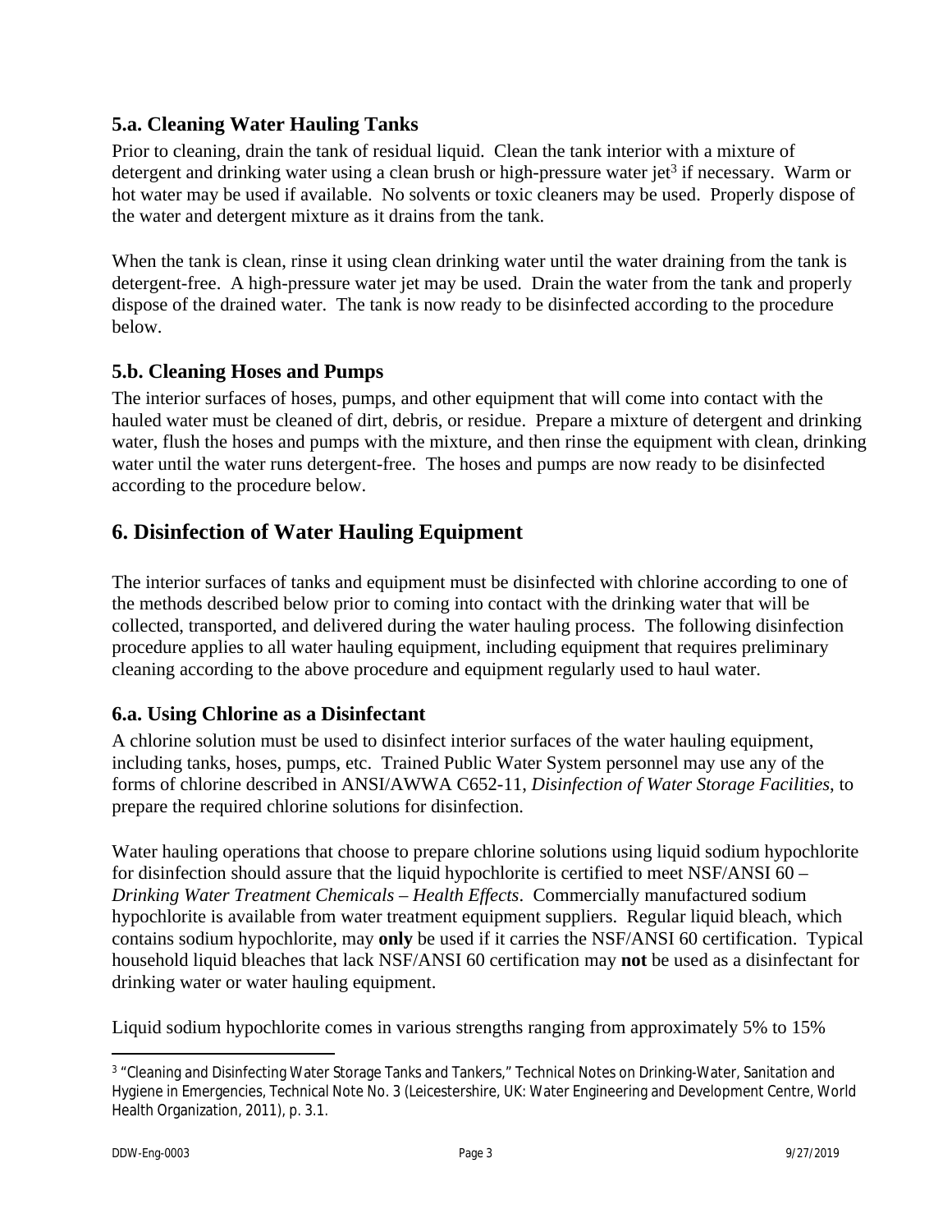### 5.a. Cleaning Water Hauling Tanks

Prior to cleaning, drain the tank of residual liquid. Clean the tank interior with a mixture of detergent and drinking water using a clean brush or high-pressure water jet[3] if necessary. Warm or hot water may be used if available. No solvents or toxic cleaners may be used. Properly dispose of the water and detergent mixture as it drains from the tank.

When the tank is clean, rinse it using clean drinking water until the water draining from the tank is detergent-free. A high-pressure water jet may be used. Drain the water from the tank and properly dispose of the drained water. The tank is now ready to be disinfected according to the procedure below.

### 5.b. Cleaning Hoses and Pumps

The interior surfaces of hoses, pumps, and other equipment that will come into contact with the hauled water must be cleaned of dirt, debris, or residue. Prepare a mixture of detergent and drinking water, flush the hoses and pumps with the mixture, and then rinse the equipment with clean, drinking water until the water runs detergent-free. The hoses and pumps are now ready to be disinfected according to the procedure below.

## 6. Disinfection of Water Hauling Equipment

The interior surfaces of tanks and equipment must be disinfected with chlorine according to one of the methods described below prior to coming into contact with the drinking water that will be collected, transported, and delivered during the water hauling process. The following disinfection procedure applies to all water hauling equipment, including equipment that requires preliminary cleaning according to the above procedure and equipment regularly used to haul water.

### 6.a. Using Chlorine as a Disinfectant

A chlorine solution must be used to disinfect interior surfaces of the water hauling equipment, including tanks, hoses, pumps, etc. Trained Public Water System personnel may use any of the forms of chlorine described in ANSI/AWWA C652-11, *Disinfection of Water Storage Facilities*, to prepare the required chlorine solutions for disinfection.

Water hauling operations that choose to prepare chlorine solutions using liquid sodium hypochlorite for disinfection should assure that the liquid hypochlorite is certified to meet NSF/ANSI 60 – *Drinking Water Treatment Chemicals – Health Effects*. Commercially manufactured sodium hypochlorite is available from water treatment equipment suppliers. Regular liquid bleach, which contains sodium hypochlorite, may **only** be used if it carries the NSF/ANSI 60 certification. Typical household liquid bleaches that lack NSF/ANSI 60 certification may **not** be used as a disinfectant for drinking water or water hauling equipment.

Liquid sodium hypochlorite comes in various strengths ranging from approximately 5% to 15%

---

[3] "Cleaning and Disinfecting Water Storage Tanks and Tankers," Technical Notes on Drinking-Water, Sanitation and Hygiene in Emergencies, Technical Note No. 3 (Leicestershire, UK: Water Engineering and Development Centre, World Health Organization, 2011), p. 3.1.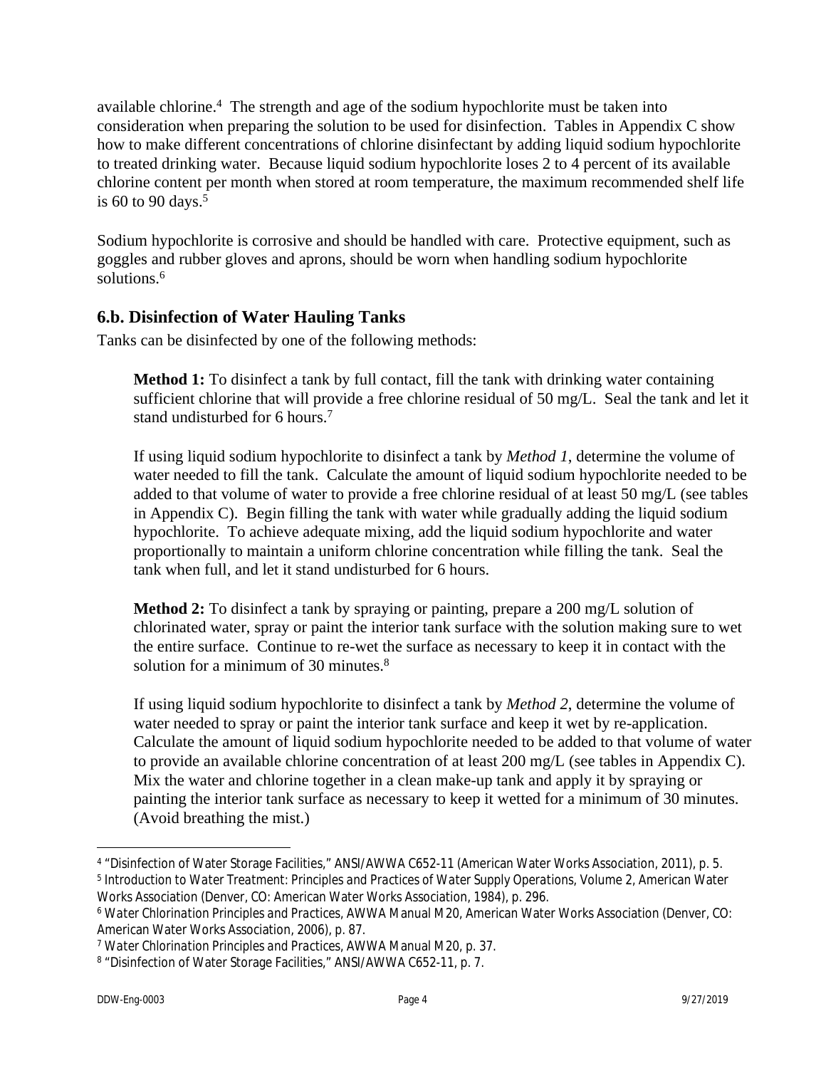available chlorine.[4] The strength and age of the sodium hypochlorite must be taken into consideration when preparing the solution to be used for disinfection. Tables in Appendix C show how to make different concentrations of chlorine disinfectant by adding liquid sodium hypochlorite to treated drinking water. Because liquid sodium hypochlorite loses 2 to 4 percent of its available chlorine content per month when stored at room temperature, the maximum recommended shelf life is 60 to 90 days.[5]

Sodium hypochlorite is corrosive and should be handled with care. Protective equipment, such as goggles and rubber gloves and aprons, should be worn when handling sodium hypochlorite solutions.[6]

## 6.b. Disinfection of Water Hauling Tanks

Tanks can be disinfected by one of the following methods:

**Method 1:** To disinfect a tank by full contact, fill the tank with drinking water containing sufficient chlorine that will provide a free chlorine residual of 50 mg/L. Seal the tank and let it stand undisturbed for 6 hours.[7]

If using liquid sodium hypochlorite to disinfect a tank by *Method 1*, determine the volume of water needed to fill the tank. Calculate the amount of liquid sodium hypochlorite needed to be added to that volume of water to provide a free chlorine residual of at least 50 mg/L (see tables in Appendix C). Begin filling the tank with water while gradually adding the liquid sodium hypochlorite. To achieve adequate mixing, add the liquid sodium hypochlorite and water proportionally to maintain a uniform chlorine concentration while filling the tank. Seal the tank when full, and let it stand undisturbed for 6 hours.

**Method 2:** To disinfect a tank by spraying or painting, prepare a 200 mg/L solution of chlorinated water, spray or paint the interior tank surface with the solution making sure to wet the entire surface. Continue to re-wet the surface as necessary to keep it in contact with the solution for a minimum of 30 minutes.[8]

If using liquid sodium hypochlorite to disinfect a tank by *Method 2*, determine the volume of water needed to spray or paint the interior tank surface and keep it wet by re-application. Calculate the amount of liquid sodium hypochlorite needed to be added to that volume of water to provide an available chlorine concentration of at least 200 mg/L (see tables in Appendix C). Mix the water and chlorine together in a clean make-up tank and apply it by spraying or painting the interior tank surface as necessary to keep it wetted for a minimum of 30 minutes. (Avoid breathing the mist.)

---

[4] "Disinfection of Water Storage Facilities," ANSI/AWWA C652-11 (American Water Works Association, 2011), p. 5.

[5] *Introduction to Water Treatment: Principles and Practices of Water Supply Operations*, Volume 2, American Water Works Association (Denver, CO: American Water Works Association, 1984), p. 296.

[6] *Water Chlorination Principles and Practices*, AWWA Manual M20, American Water Works Association (Denver, CO: American Water Works Association, 2006), p. 87.

[7] *Water Chlorination Principles and Practices*, AWWA Manual M20, p. 37.

[8] "Disinfection of Water Storage Facilities," ANSI/AWWA C652-11, p. 7.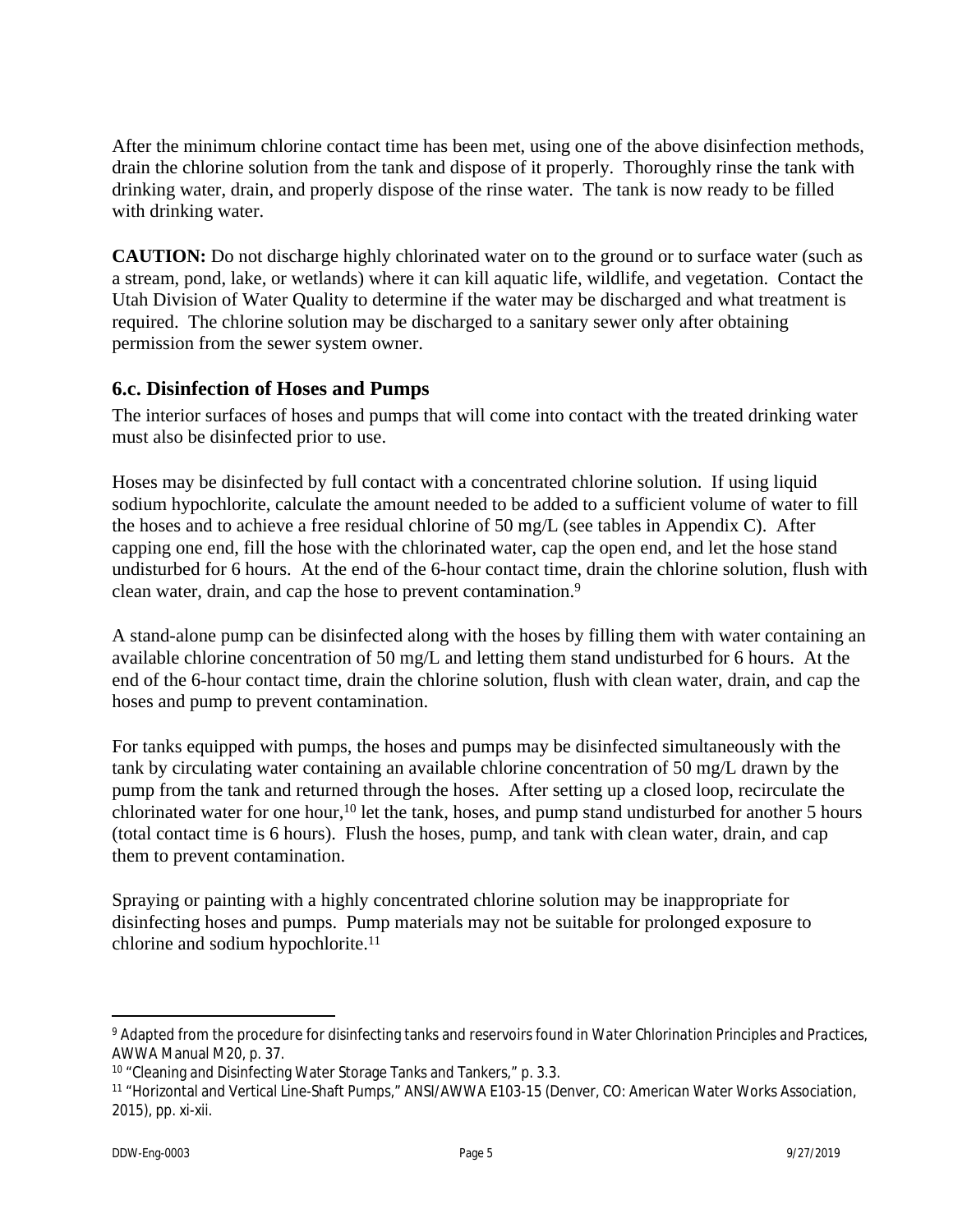After the minimum chlorine contact time has been met, using one of the above disinfection methods, drain the chlorine solution from the tank and dispose of it properly. Thoroughly rinse the tank with drinking water, drain, and properly dispose of the rinse water. The tank is now ready to be filled with drinking water.

**CAUTION:** Do not discharge highly chlorinated water on to the ground or to surface water (such as a stream, pond, lake, or wetlands) where it can kill aquatic life, wildlife, and vegetation. Contact the Utah Division of Water Quality to determine if the water may be discharged and what treatment is required. The chlorine solution may be discharged to a sanitary sewer only after obtaining permission from the sewer system owner.

### 6.c. Disinfection of Hoses and Pumps

The interior surfaces of hoses and pumps that will come into contact with the treated drinking water must also be disinfected prior to use.

Hoses may be disinfected by full contact with a concentrated chlorine solution. If using liquid sodium hypochlorite, calculate the amount needed to be added to a sufficient volume of water to fill the hoses and to achieve a free residual chlorine of 50 mg/L (see tables in Appendix C). After capping one end, fill the hose with the chlorinated water, cap the open end, and let the hose stand undisturbed for 6 hours. At the end of the 6-hour contact time, drain the chlorine solution, flush with clean water, drain, and cap the hose to prevent contamination.[9]

A stand-alone pump can be disinfected along with the hoses by filling them with water containing an available chlorine concentration of 50 mg/L and letting them stand undisturbed for 6 hours. At the end of the 6-hour contact time, drain the chlorine solution, flush with clean water, drain, and cap the hoses and pump to prevent contamination.

For tanks equipped with pumps, the hoses and pumps may be disinfected simultaneously with the tank by circulating water containing an available chlorine concentration of 50 mg/L drawn by the pump from the tank and returned through the hoses. After setting up a closed loop, recirculate the chlorinated water for one hour,[10] let the tank, hoses, and pump stand undisturbed for another 5 hours (total contact time is 6 hours). Flush the hoses, pump, and tank with clean water, drain, and cap them to prevent contamination.

Spraying or painting with a highly concentrated chlorine solution may be inappropriate for disinfecting hoses and pumps. Pump materials may not be suitable for prolonged exposure to chlorine and sodium hypochlorite.[11]

---

[9] Adapted from the procedure for disinfecting tanks and reservoirs found in *Water Chlorination Principles and Practices*, AWWA Manual M20, p. 37.

[10] "Cleaning and Disinfecting Water Storage Tanks and Tankers," p. 3.3.

[11] "Horizontal and Vertical Line-Shaft Pumps," ANSI/AWWA E103-15 (Denver, CO: American Water Works Association, 2015), pp. xi-xii.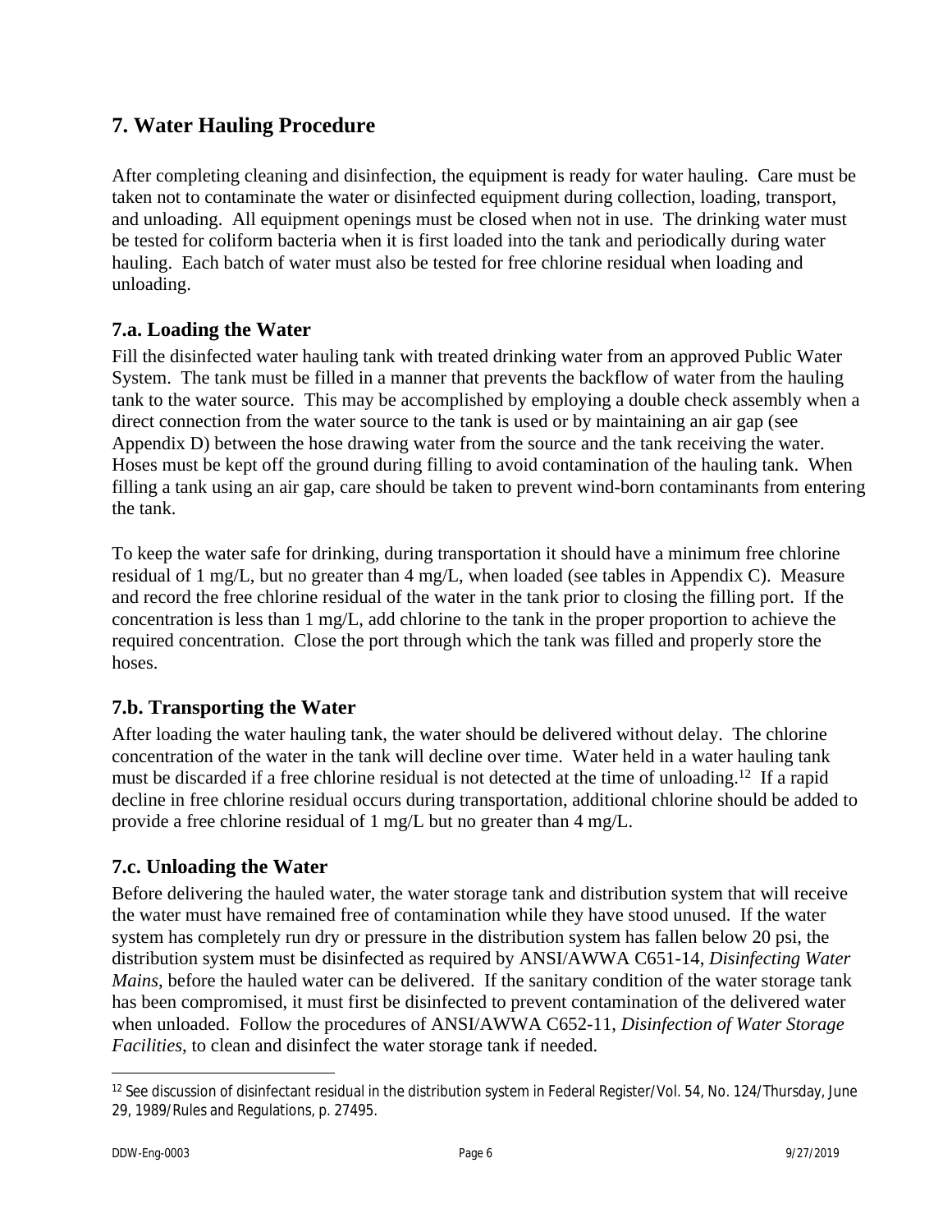## 7. Water Hauling Procedure

After completing cleaning and disinfection, the equipment is ready for water hauling. Care must be taken not to contaminate the water or disinfected equipment during collection, loading, transport, and unloading. All equipment openings must be closed when not in use. The drinking water must be tested for coliform bacteria when it is first loaded into the tank and periodically during water hauling. Each batch of water must also be tested for free chlorine residual when loading and unloading.

### 7.a. Loading the Water

Fill the disinfected water hauling tank with treated drinking water from an approved Public Water System. The tank must be filled in a manner that prevents the backflow of water from the hauling tank to the water source. This may be accomplished by employing a double check assembly when a direct connection from the water source to the tank is used or by maintaining an air gap (see Appendix D) between the hose drawing water from the source and the tank receiving the water. Hoses must be kept off the ground during filling to avoid contamination of the hauling tank. When filling a tank using an air gap, care should be taken to prevent wind-born contaminants from entering the tank.

To keep the water safe for drinking, during transportation it should have a minimum free chlorine residual of 1 mg/L, but no greater than 4 mg/L, when loaded (see tables in Appendix C). Measure and record the free chlorine residual of the water in the tank prior to closing the filling port. If the concentration is less than 1 mg/L, add chlorine to the tank in the proper proportion to achieve the required concentration. Close the port through which the tank was filled and properly store the hoses.

### 7.b. Transporting the Water

After loading the water hauling tank, the water should be delivered without delay. The chlorine concentration of the water in the tank will decline over time. Water held in a water hauling tank must be discarded if a free chlorine residual is not detected at the time of unloading.[12] If a rapid decline in free chlorine residual occurs during transportation, additional chlorine should be added to provide a free chlorine residual of 1 mg/L but no greater than 4 mg/L.

### 7.c. Unloading the Water

Before delivering the hauled water, the water storage tank and distribution system that will receive the water must have remained free of contamination while they have stood unused. If the water system has completely run dry or pressure in the distribution system has fallen below 20 psi, the distribution system must be disinfected as required by ANSI/AWWA C651-14, *Disinfecting Water Mains*, before the hauled water can be delivered. If the sanitary condition of the water storage tank has been compromised, it must first be disinfected to prevent contamination of the delivered water when unloaded. Follow the procedures of ANSI/AWWA C652-11, *Disinfection of Water Storage Facilities*, to clean and disinfect the water storage tank if needed.

[12] See discussion of disinfectant residual in the distribution system in Federal Register/Vol. 54, No. 124/Thursday, June 29, 1989/Rules and Regulations, p. 27495.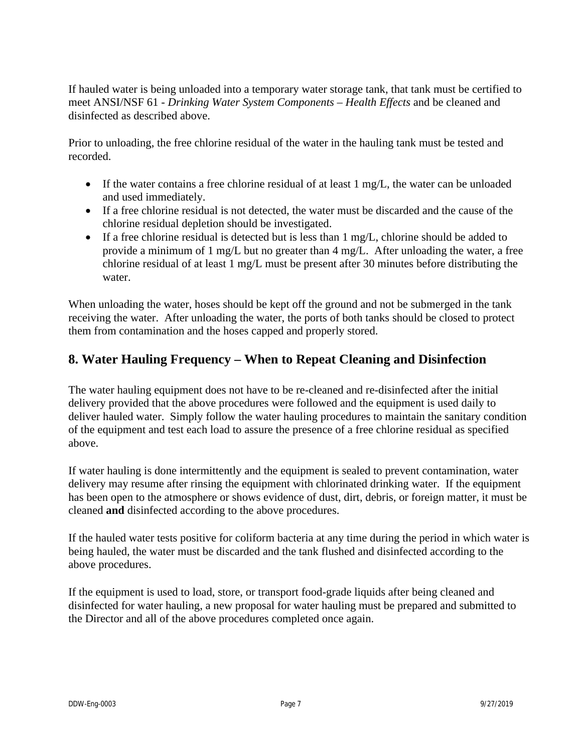If hauled water is being unloaded into a temporary water storage tank, that tank must be certified to meet ANSI/NSF 61 - *Drinking Water System Components – Health Effects* and be cleaned and disinfected as described above.

Prior to unloading, the free chlorine residual of the water in the hauling tank must be tested and recorded.

- If the water contains a free chlorine residual of at least 1 mg/L, the water can be unloaded and used immediately.
- If a free chlorine residual is not detected, the water must be discarded and the cause of the chlorine residual depletion should be investigated.
- If a free chlorine residual is detected but is less than 1 mg/L, chlorine should be added to provide a minimum of 1 mg/L but no greater than 4 mg/L. After unloading the water, a free chlorine residual of at least 1 mg/L must be present after 30 minutes before distributing the water.

When unloading the water, hoses should be kept off the ground and not be submerged in the tank receiving the water. After unloading the water, the ports of both tanks should be closed to protect them from contamination and the hoses capped and properly stored.

## 8. Water Hauling Frequency – When to Repeat Cleaning and Disinfection

The water hauling equipment does not have to be re-cleaned and re-disinfected after the initial delivery provided that the above procedures were followed and the equipment is used daily to deliver hauled water. Simply follow the water hauling procedures to maintain the sanitary condition of the equipment and test each load to assure the presence of a free chlorine residual as specified above.

If water hauling is done intermittently and the equipment is sealed to prevent contamination, water delivery may resume after rinsing the equipment with chlorinated drinking water. If the equipment has been open to the atmosphere or shows evidence of dust, dirt, debris, or foreign matter, it must be cleaned **and** disinfected according to the above procedures.

If the hauled water tests positive for coliform bacteria at any time during the period in which water is being hauled, the water must be discarded and the tank flushed and disinfected according to the above procedures.

If the equipment is used to load, store, or transport food-grade liquids after being cleaned and disinfected for water hauling, a new proposal for water hauling must be prepared and submitted to the Director and all of the above procedures completed once again.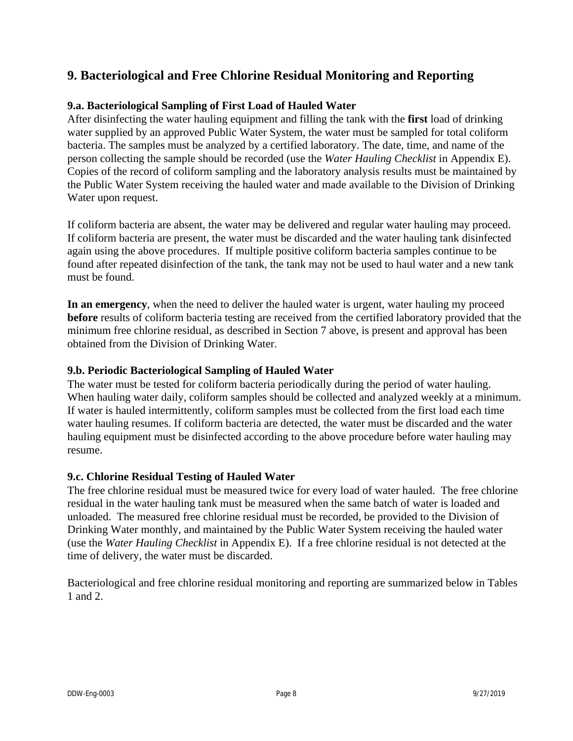## 9. Bacteriological and Free Chlorine Residual Monitoring and Reporting

### 9.a. Bacteriological Sampling of First Load of Hauled Water

After disinfecting the water hauling equipment and filling the tank with the **first** load of drinking water supplied by an approved Public Water System, the water must be sampled for total coliform bacteria. The samples must be analyzed by a certified laboratory. The date, time, and name of the person collecting the sample should be recorded (use the *Water Hauling Checklist* in Appendix E). Copies of the record of coliform sampling and the laboratory analysis results must be maintained by the Public Water System receiving the hauled water and made available to the Division of Drinking Water upon request.

If coliform bacteria are absent, the water may be delivered and regular water hauling may proceed. If coliform bacteria are present, the water must be discarded and the water hauling tank disinfected again using the above procedures. If multiple positive coliform bacteria samples continue to be found after repeated disinfection of the tank, the tank may not be used to haul water and a new tank must be found.

**In an emergency**, when the need to deliver the hauled water is urgent, water hauling my proceed **before** results of coliform bacteria testing are received from the certified laboratory provided that the minimum free chlorine residual, as described in Section 7 above, is present and approval has been obtained from the Division of Drinking Water.

### 9.b. Periodic Bacteriological Sampling of Hauled Water

The water must be tested for coliform bacteria periodically during the period of water hauling. When hauling water daily, coliform samples should be collected and analyzed weekly at a minimum. If water is hauled intermittently, coliform samples must be collected from the first load each time water hauling resumes. If coliform bacteria are detected, the water must be discarded and the water hauling equipment must be disinfected according to the above procedure before water hauling may resume.

### 9.c. Chlorine Residual Testing of Hauled Water

The free chlorine residual must be measured twice for every load of water hauled. The free chlorine residual in the water hauling tank must be measured when the same batch of water is loaded and unloaded. The measured free chlorine residual must be recorded, be provided to the Division of Drinking Water monthly, and maintained by the Public Water System receiving the hauled water (use the *Water Hauling Checklist* in Appendix E). If a free chlorine residual is not detected at the time of delivery, the water must be discarded.

Bacteriological and free chlorine residual monitoring and reporting are summarized below in Tables 1 and 2.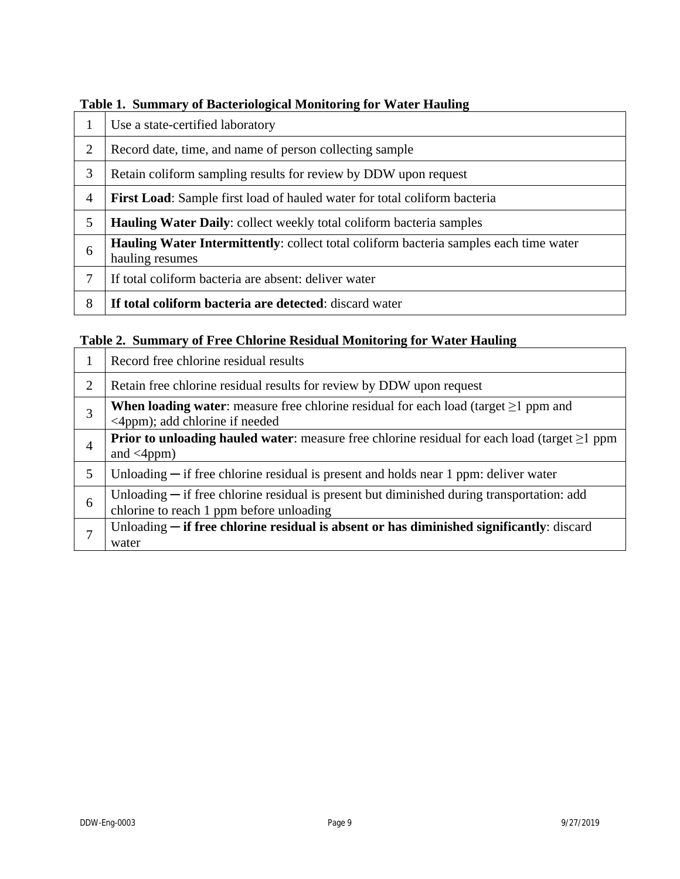**Table 1. Summary of Bacteriological Monitoring for Water Hauling**

| | |
|---|---|
| 1 | Use a state-certified laboratory |
| 2 | Record date, time, and name of person collecting sample |
| 3 | Retain coliform sampling results for review by DDW upon request |
| 4 | **First Load**: Sample first load of hauled water for total coliform bacteria |
| 5 | **Hauling Water Daily**: collect weekly total coliform bacteria samples |
| 6 | **Hauling Water Intermittently**: collect total coliform bacteria samples each time water hauling resumes |
| 7 | If total coliform bacteria are absent: deliver water |
| 8 | **If total coliform bacteria are detected**: discard water |

**Table 2. Summary of Free Chlorine Residual Monitoring for Water Hauling**

| | |
|---|---|
| 1 | Record free chlorine residual results |
| 2 | Retain free chlorine residual results for review by DDW upon request |
| 3 | **When loading water**: measure free chlorine residual for each load (target ≥1 ppm and <4ppm); add chlorine if needed |
| 4 | **Prior to unloading hauled water**: measure free chlorine residual for each load (target ≥1 ppm and <4ppm) |
| 5 | Unloading ─ if free chlorine residual is present and holds near 1 ppm: deliver water |
| 6 | Unloading ─ if free chlorine residual is present but diminished during transportation: add chlorine to reach 1 ppm before unloading |
| 7 | Unloading ─ **if free chlorine residual is absent or has diminished significantly**: discard water |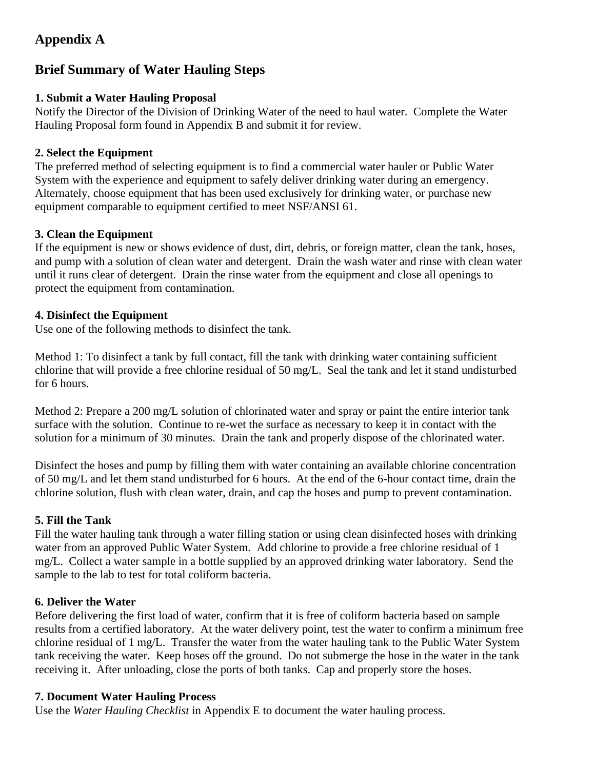# Appendix A

## Brief Summary of Water Hauling Steps

**1. Submit a Water Hauling Proposal**
Notify the Director of the Division of Drinking Water of the need to haul water. Complete the Water Hauling Proposal form found in Appendix B and submit it for review.

**2. Select the Equipment**
The preferred method of selecting equipment is to find a commercial water hauler or Public Water System with the experience and equipment to safely deliver drinking water during an emergency. Alternately, choose equipment that has been used exclusively for drinking water, or purchase new equipment comparable to equipment certified to meet NSF/ANSI 61.

**3. Clean the Equipment**
If the equipment is new or shows evidence of dust, dirt, debris, or foreign matter, clean the tank, hoses, and pump with a solution of clean water and detergent. Drain the wash water and rinse with clean water until it runs clear of detergent. Drain the rinse water from the equipment and close all openings to protect the equipment from contamination.

**4. Disinfect the Equipment**
Use one of the following methods to disinfect the tank.

Method 1: To disinfect a tank by full contact, fill the tank with drinking water containing sufficient chlorine that will provide a free chlorine residual of 50 mg/L. Seal the tank and let it stand undisturbed for 6 hours.

Method 2: Prepare a 200 mg/L solution of chlorinated water and spray or paint the entire interior tank surface with the solution. Continue to re-wet the surface as necessary to keep it in contact with the solution for a minimum of 30 minutes. Drain the tank and properly dispose of the chlorinated water.

Disinfect the hoses and pump by filling them with water containing an available chlorine concentration of 50 mg/L and let them stand undisturbed for 6 hours. At the end of the 6-hour contact time, drain the chlorine solution, flush with clean water, drain, and cap the hoses and pump to prevent contamination.

**5. Fill the Tank**
Fill the water hauling tank through a water filling station or using clean disinfected hoses with drinking water from an approved Public Water System. Add chlorine to provide a free chlorine residual of 1 mg/L. Collect a water sample in a bottle supplied by an approved drinking water laboratory. Send the sample to the lab to test for total coliform bacteria.

**6. Deliver the Water**
Before delivering the first load of water, confirm that it is free of coliform bacteria based on sample results from a certified laboratory. At the water delivery point, test the water to confirm a minimum free chlorine residual of 1 mg/L. Transfer the water from the water hauling tank to the Public Water System tank receiving the water. Keep hoses off the ground. Do not submerge the hose in the water in the tank receiving it. After unloading, close the ports of both tanks. Cap and properly store the hoses.

**7. Document Water Hauling Process**
Use the *Water Hauling Checklist* in Appendix E to document the water hauling process.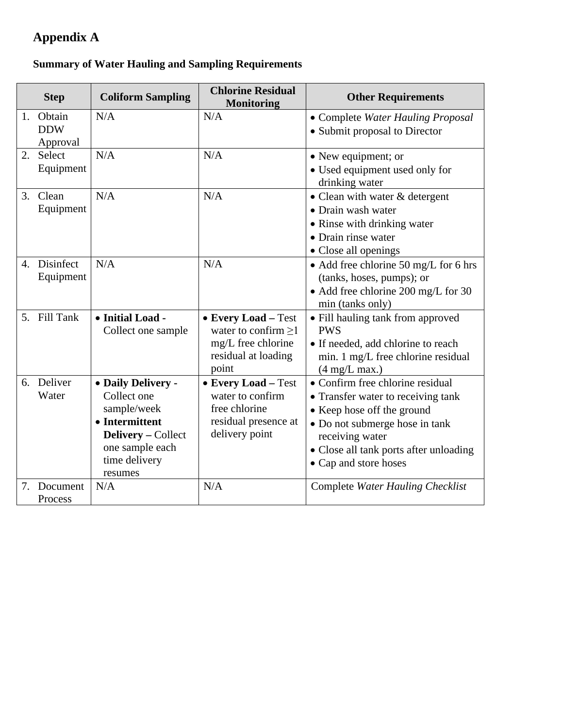# Appendix A

**Summary of Water Hauling and Sampling Requirements**

| Step | Coliform Sampling | Chlorine Residual Monitoring | Other Requirements |
|---|---|---|---|
| 1. Obtain DDW Approval | N/A | N/A | • Complete *Water Hauling Proposal*<br>• Submit proposal to Director |
| 2. Select Equipment | N/A | N/A | • New equipment; or<br>• Used equipment used only for drinking water |
| 3. Clean Equipment | N/A | N/A | • Clean with water & detergent<br>• Drain wash water<br>• Rinse with drinking water<br>• Drain rinse water<br>• Close all openings |
| 4. Disinfect Equipment | N/A | N/A | • Add free chlorine 50 mg/L for 6 hrs (tanks, hoses, pumps); or<br>• Add free chlorine 200 mg/L for 30 min (tanks only) |
| 5. Fill Tank | • **Initial Load -** Collect one sample | • **Every Load –** Test water to confirm ≥1 mg/L free chlorine residual at loading point | • Fill hauling tank from approved PWS<br>• If needed, add chlorine to reach min. 1 mg/L free chlorine residual (4 mg/L max.) |
| 6. Deliver Water | • **Daily Delivery -** Collect one sample/week<br>• **Intermittent Delivery –** Collect one sample each time delivery resumes | • **Every Load –** Test water to confirm free chlorine residual presence at delivery point | • Confirm free chlorine residual<br>• Transfer water to receiving tank<br>• Keep hose off the ground<br>• Do not submerge hose in tank receiving water<br>• Close all tank ports after unloading<br>• Cap and store hoses |
| 7. Document Process | N/A | N/A | Complete *Water Hauling Checklist* |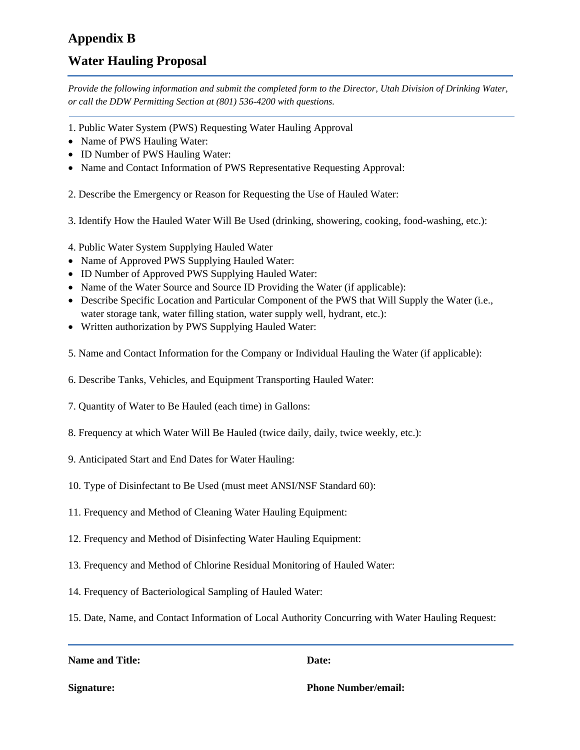# Appendix B

# Water Hauling Proposal

*Provide the following information and submit the completed form to the Director, Utah Division of Drinking Water, or call the DDW Permitting Section at (801) 536-4200 with questions.*

1. Public Water System (PWS) Requesting Water Hauling Approval
   - Name of PWS Hauling Water:
   - ID Number of PWS Hauling Water:
   - Name and Contact Information of PWS Representative Requesting Approval:

2. Describe the Emergency or Reason for Requesting the Use of Hauled Water:

3. Identify How the Hauled Water Will Be Used (drinking, showering, cooking, food-washing, etc.):

4. Public Water System Supplying Hauled Water
   - Name of Approved PWS Supplying Hauled Water:
   - ID Number of Approved PWS Supplying Hauled Water:
   - Name of the Water Source and Source ID Providing the Water (if applicable):
   - Describe Specific Location and Particular Component of the PWS that Will Supply the Water (i.e., water storage tank, water filling station, water supply well, hydrant, etc.):
   - Written authorization by PWS Supplying Hauled Water:

5. Name and Contact Information for the Company or Individual Hauling the Water (if applicable):

6. Describe Tanks, Vehicles, and Equipment Transporting Hauled Water:

7. Quantity of Water to Be Hauled (each time) in Gallons:

8. Frequency at which Water Will Be Hauled (twice daily, daily, twice weekly, etc.):

9. Anticipated Start and End Dates for Water Hauling:

10. Type of Disinfectant to Be Used (must meet ANSI/NSF Standard 60):

11. Frequency and Method of Cleaning Water Hauling Equipment:

12. Frequency and Method of Disinfecting Water Hauling Equipment:

13. Frequency and Method of Chlorine Residual Monitoring of Hauled Water:

14. Frequency of Bacteriological Sampling of Hauled Water:

15. Date, Name, and Contact Information of Local Authority Concurring with Water Hauling Request:

---

**Name and Title:**

**Date:**

**Signature:**

**Phone Number/email:**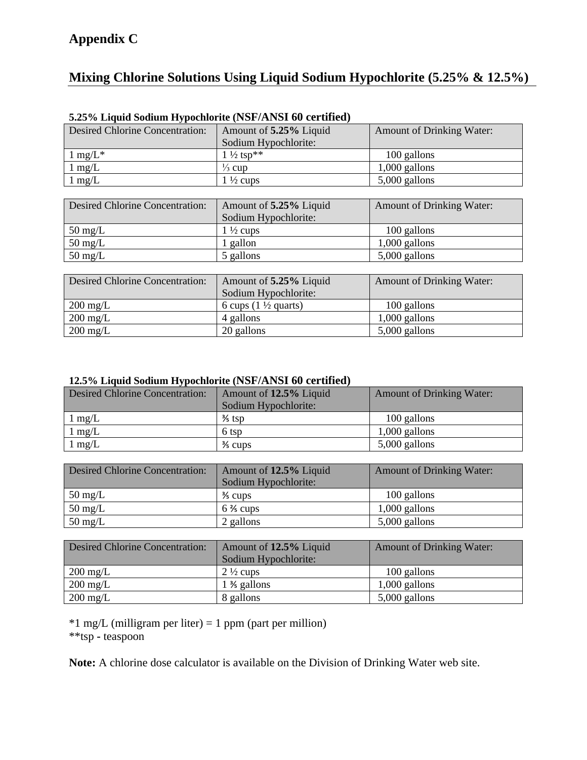# Appendix C

## Mixing Chlorine Solutions Using Liquid Sodium Hypochlorite (5.25% & 12.5%)

**5.25% Liquid Sodium Hypochlorite (NSF/ANSI 60 certified)**

| Desired Chlorine Concentration: | Amount of **5.25%** Liquid Sodium Hypochlorite: | Amount of Drinking Water: |
|---|---|---|
| 1 mg/L* | 1 ½ tsp** | 100 gallons |
| 1 mg/L | ⅓ cup | 1,000 gallons |
| 1 mg/L | 1 ½ cups | 5,000 gallons |

| Desired Chlorine Concentration: | Amount of **5.25%** Liquid Sodium Hypochlorite: | Amount of Drinking Water: |
|---|---|---|
| 50 mg/L | 1 ½ cups | 100 gallons |
| 50 mg/L | 1 gallon | 1,000 gallons |
| 50 mg/L | 5 gallons | 5,000 gallons |

| Desired Chlorine Concentration: | Amount of **5.25%** Liquid Sodium Hypochlorite: | Amount of Drinking Water: |
|---|---|---|
| 200 mg/L | 6 cups (1 ½ quarts) | 100 gallons |
| 200 mg/L | 4 gallons | 1,000 gallons |
| 200 mg/L | 20 gallons | 5,000 gallons |

**12.5% Liquid Sodium Hypochlorite (NSF/ANSI 60 certified)**

| Desired Chlorine Concentration: | Amount of **12.5%** Liquid Sodium Hypochlorite: | Amount of Drinking Water: |
|---|---|---|
| 1 mg/L | ⅗ tsp | 100 gallons |
| 1 mg/L | 6 tsp | 1,000 gallons |
| 1 mg/L | ⅗ cups | 5,000 gallons |

| Desired Chlorine Concentration: | Amount of **12.5%** Liquid Sodium Hypochlorite: | Amount of Drinking Water: |
|---|---|---|
| 50 mg/L | ⅗ cups | 100 gallons |
| 50 mg/L | 6 ⅖ cups | 1,000 gallons |
| 50 mg/L | 2 gallons | 5,000 gallons |

| Desired Chlorine Concentration: | Amount of **12.5%** Liquid Sodium Hypochlorite: | Amount of Drinking Water: |
|---|---|---|
| 200 mg/L | 2 ½ cups | 100 gallons |
| 200 mg/L | 1 ⅗ gallons | 1,000 gallons |
| 200 mg/L | 8 gallons | 5,000 gallons |

*1 mg/L (milligram per liter) = 1 ppm (part per million)
**tsp - teaspoon

**Note:** A chlorine dose calculator is available on the Division of Drinking Water web site.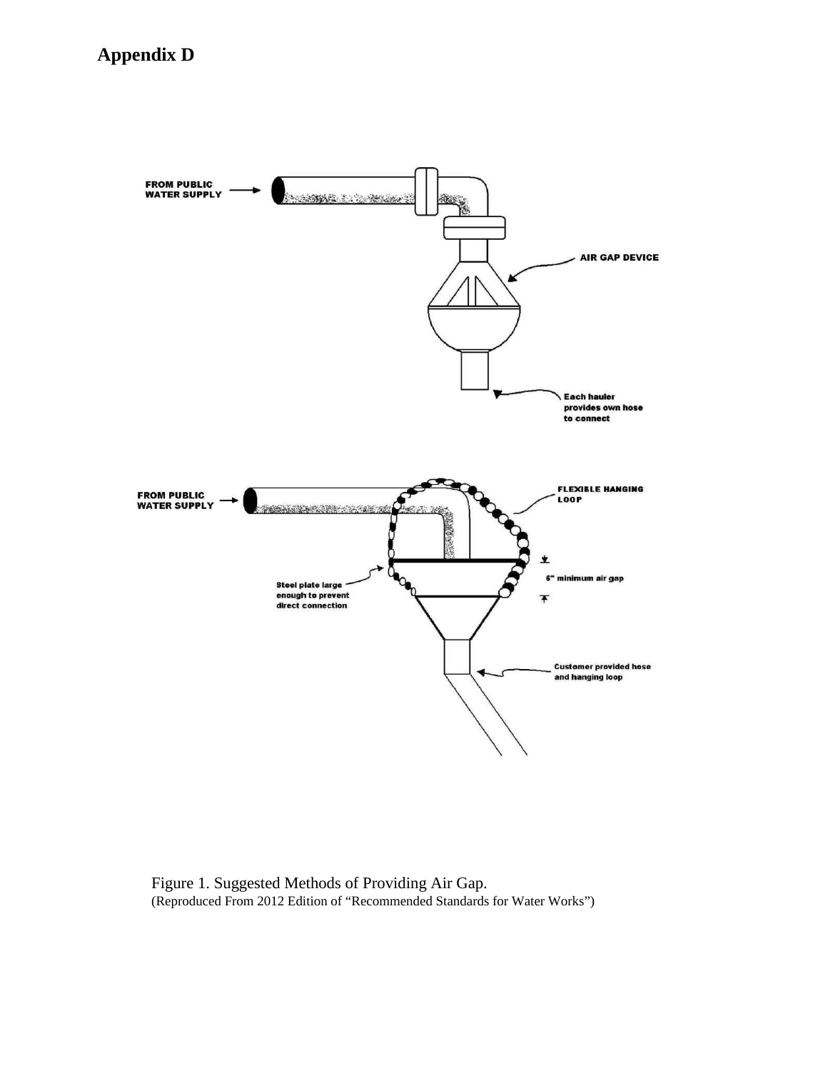# Appendix D

FROM PUBLIC WATER SUPPLY

AIR GAP DEVICE

Each hauler provides own hose to connect

FROM PUBLIC WATER SUPPLY

FLEXIBLE HANGING LOOP

Steel plate large enough to prevent direct connection

6" minimum air gap

Customer provided hose and hanging loop

Figure 1. Suggested Methods of Providing Air Gap.
(Reproduced From 2012 Edition of "Recommended Standards for Water Works")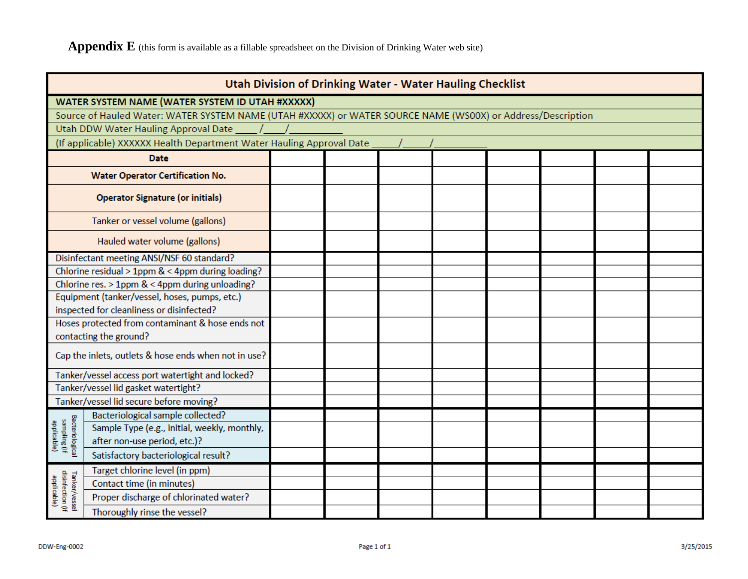**Appendix E** (this form is available as a fillable spreadsheet on the Division of Drinking Water web site)

| Utah Division of Drinking Water - Water Hauling Checklist | | | | | | | | | |
|---|---|---|---|---|---|---|---|---|---|
| **WATER SYSTEM NAME (WATER SYSTEM ID UTAH #XXXXX)** | | | | | | | | | |
| Source of Hauled Water: WATER SYSTEM NAME (UTAH #XXXXX) or WATER SOURCE NAME (WS00X) or Address/Description | | | | | | | | | |
| Utah DDW Water Hauling Approval Date ____/____/__________ | | | | | | | | | |
| (If applicable) XXXXXX Health Department Water Hauling Approval Date _____/_____/__________ | | | | | | | | | |
| | **Date** | | | | | | | | |
| | **Water Operator Certification No.** | | | | | | | | |
| | **Operator Signature (or initials)** | | | | | | | | |
| | Tanker or vessel volume (gallons) | | | | | | | | |
| | Hauled water volume (gallons) | | | | | | | | |
| | Disinfectant meeting ANSI/NSF 60 standard? | | | | | | | | |
| | Chlorine residual > 1ppm & < 4ppm during loading? | | | | | | | | |
| | Chlorine res. > 1ppm & < 4ppm during unloading? | | | | | | | | |
| | Equipment (tanker/vessel, hoses, pumps, etc.) inspected for cleanliness or disinfected? | | | | | | | | |
| | Hoses protected from contaminant & hose ends not contacting the ground? | | | | | | | | |
| | Cap the inlets, outlets & hose ends when not in use? | | | | | | | | |
| | Tanker/vessel access port watertight and locked? | | | | | | | | |
| | Tanker/vessel lid gasket watertight? | | | | | | | | |
| | Tanker/vessel lid secure before moving? | | | | | | | | |
| Bacteriological sampling (if applicable) | Bacteriological sample collected? | | | | | | | | |
| | Sample Type (e.g., initial, weekly, monthly, after non-use period, etc.)? | | | | | | | | |
| | Satisfactory bacteriological result? | | | | | | | | |
| Tanker/vessel disinfection (if applicable) | Target chlorine level (in ppm) | | | | | | | | |
| | Contact time (in minutes) | | | | | | | | |
| | Proper discharge of chlorinated water? | | | | | | | | |
| | Thoroughly rinse the vessel? | | | | | | | | |

DDW-Eng-0002 3/25/2015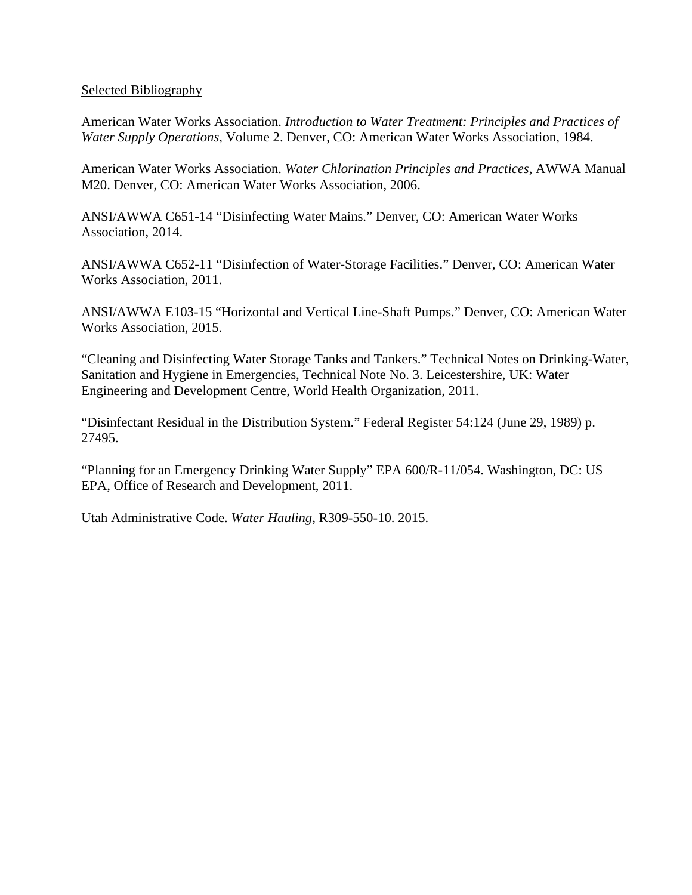## Selected Bibliography

American Water Works Association. *Introduction to Water Treatment: Principles and Practices of Water Supply Operations*, Volume 2. Denver, CO: American Water Works Association, 1984.

American Water Works Association. *Water Chlorination Principles and Practices*, AWWA Manual M20. Denver, CO: American Water Works Association, 2006.

ANSI/AWWA C651-14 "Disinfecting Water Mains." Denver, CO: American Water Works Association, 2014.

ANSI/AWWA C652-11 "Disinfection of Water-Storage Facilities." Denver, CO: American Water Works Association, 2011.

ANSI/AWWA E103-15 "Horizontal and Vertical Line-Shaft Pumps." Denver, CO: American Water Works Association, 2015.

"Cleaning and Disinfecting Water Storage Tanks and Tankers." Technical Notes on Drinking-Water, Sanitation and Hygiene in Emergencies, Technical Note No. 3. Leicestershire, UK: Water Engineering and Development Centre, World Health Organization, 2011.

"Disinfectant Residual in the Distribution System." Federal Register 54:124 (June 29, 1989) p. 27495.

"Planning for an Emergency Drinking Water Supply" EPA 600/R-11/054. Washington, DC: US EPA, Office of Research and Development, 2011.

Utah Administrative Code. *Water Hauling*, R309-550-10. 2015.